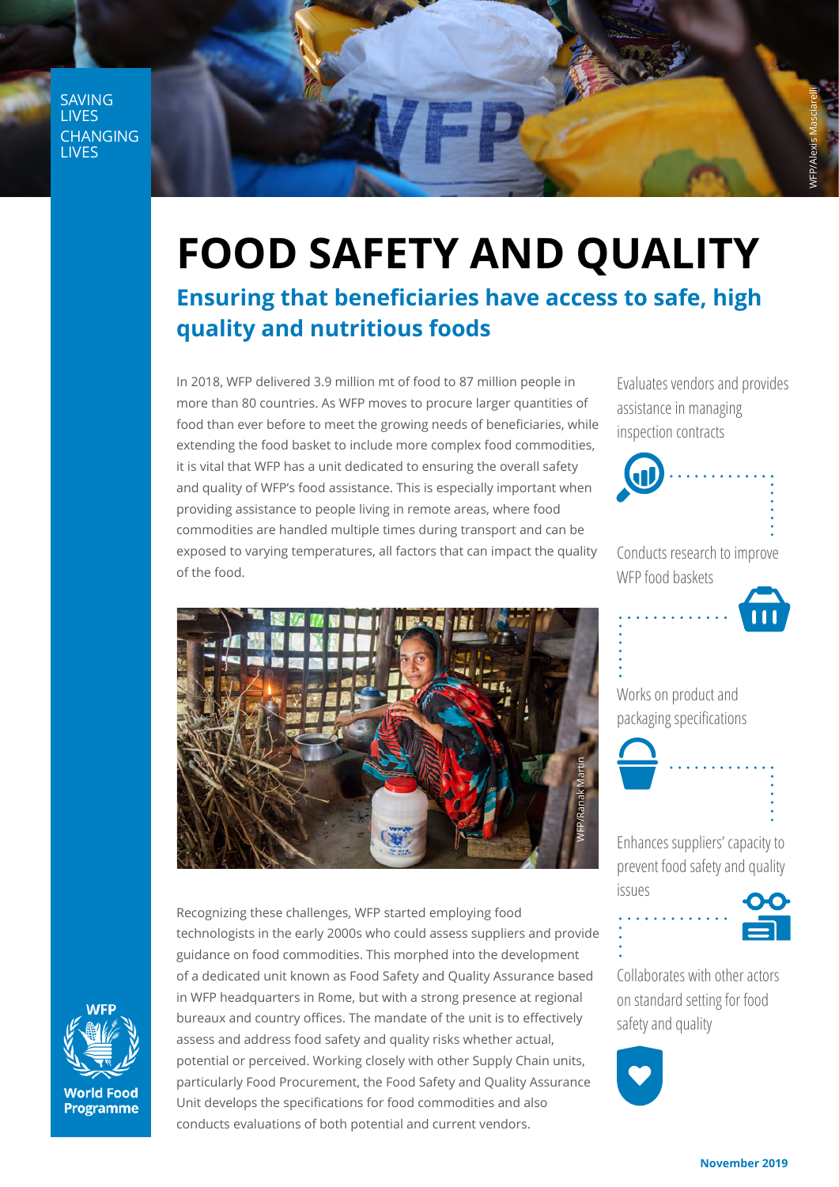SAVING LIVES CHANGING LIVES

# FOOD SAFETY AND QUALITY

## Ensuring that beneficiaries have access to safe, high quality and nutritious foods

In 2018, WFP delivered 3.9 million mt of food to 87 million people in more than 80 countries. As WFP moves to procure larger quantities of food than ever before to meet the growing needs of beneficiaries, while extending the food basket to include more complex food commodities, it is vital that WFP has a unit dedicated to ensuring the overall safety and quality of WFP's food assistance. This is especially important when providing assistance to people living in remote areas, where food commodities are handled multiple times during transport and can be exposed to varying temperatures, all factors that can impact the quality of the food.

Recognizing these challenges, WFP started employing food technologists in the early 2000s who could assess suppliers and provide guidance on food commodities. This morphed into the development of a dedicated unit known as Food Safety and Quality Assurance based in WFP headquarters in Rome, but with a strong presence at regional bureaux and country offices. The mandate of the unit is to effectively assess and address food safety and quality risks whether actual, potential or perceived. Working closely with other Supply Chain units, particularly Food Procurement, the Food Safety and Quality Assurance Unit develops the specifications for food commodities and also conducts evaluations of both potential and current vendors.

- Evaluates vendors and provides assistance in managing inspection contracts
- Conducts research to improve WFP food baskets
- Works on product and packaging specifications
- Enhances suppliers' capacity to prevent food safety and quality issues
- Collaborates with other actors on standard setting for food safety and quality

November 2019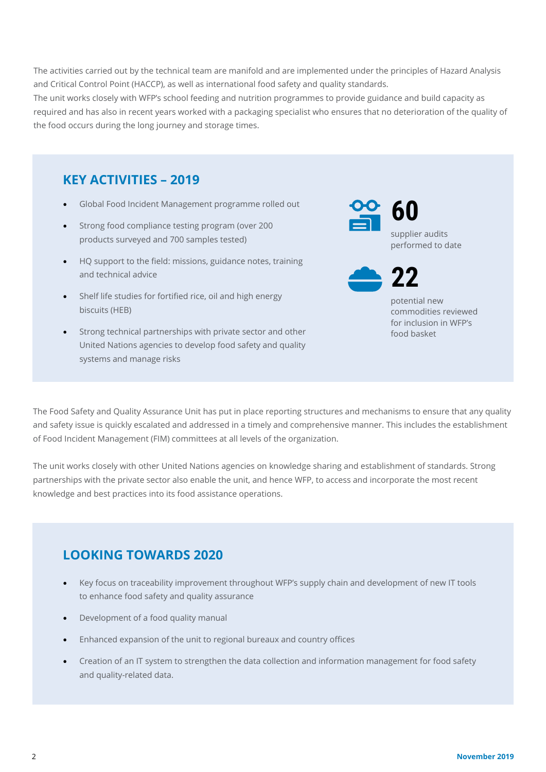The activities carried out by the technical team are manifold and are implemented under the principles of Hazard Analysis and Critical Control Point (HACCP), as well as international food safety and quality standards.
The unit works closely with WFP's school feeding and nutrition programmes to provide guidance and build capacity as required and has also in recent years worked with a packaging specialist who ensures that no deterioration of the quality of the food occurs during the long journey and storage times.

## KEY ACTIVITIES – 2019

- Global Food Incident Management programme rolled out
- Strong food compliance testing program (over 200 products surveyed and 700 samples tested)
- HQ support to the field: missions, guidance notes, training and technical advice
- Shelf life studies for fortified rice, oil and high energy biscuits (HEB)
- Strong technical partnerships with private sector and other United Nations agencies to develop food safety and quality systems and manage risks

**60**
supplier audits performed to date

**22**
potential new commodities reviewed for inclusion in WFP's food basket

The Food Safety and Quality Assurance Unit has put in place reporting structures and mechanisms to ensure that any quality and safety issue is quickly escalated and addressed in a timely and comprehensive manner. This includes the establishment of Food Incident Management (FIM) committees at all levels of the organization.

The unit works closely with other United Nations agencies on knowledge sharing and establishment of standards. Strong partnerships with the private sector also enable the unit, and hence WFP, to access and incorporate the most recent knowledge and best practices into its food assistance operations.

## LOOKING TOWARDS 2020

- Key focus on traceability improvement throughout WFP's supply chain and development of new IT tools to enhance food safety and quality assurance
- Development of a food quality manual
- Enhanced expansion of the unit to regional bureaux and country offices
- Creation of an IT system to strengthen the data collection and information management for food safety and quality-related data.